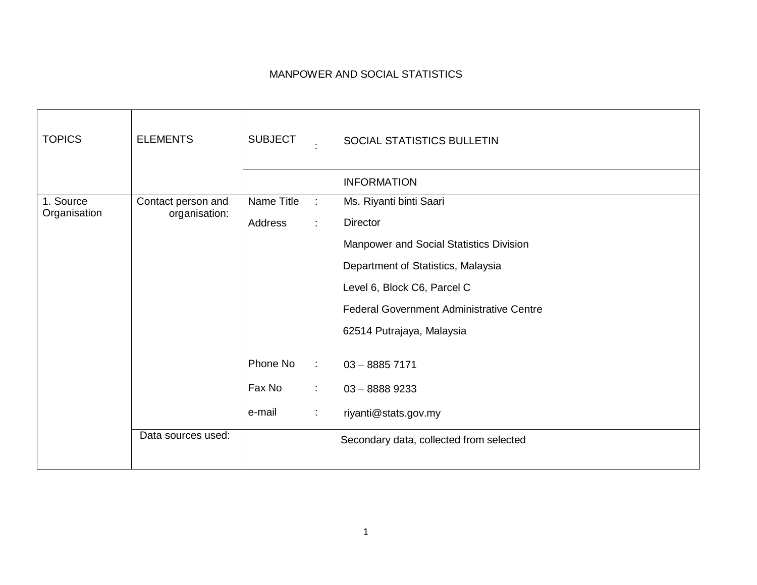MANPOWER AND SOCIAL STATISTICS

| TOPICS | ELEMENTS | SUBJECT : SOCIAL STATISTICS BULLETIN |
|---|---|---|
| | | INFORMATION |
| 1. Source Organisation | Contact person and organisation: | Name Title : Ms. Riyanti binti Saari<br>Address : Director<br>Manpower and Social Statistics Division<br>Department of Statistics, Malaysia<br>Level 6, Block C6, Parcel C<br>Federal Government Administrative Centre<br>62514 Putrajaya, Malaysia<br><br>Phone No : 03 – 8885 7171<br>Fax No : 03 – 8888 9233<br>e-mail : riyanti@stats.gov.my |
| | Data sources used: | Secondary data, collected from selected |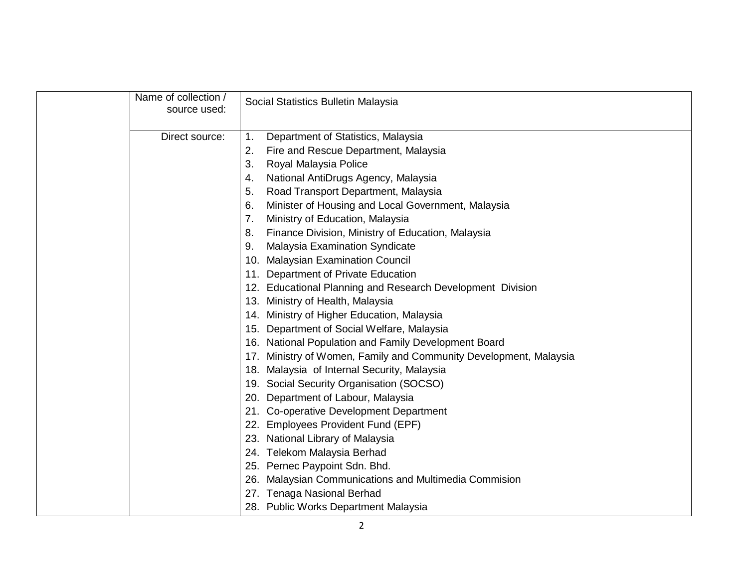| | | |
|---|---|---|
| | Name of collection / source used: | Social Statistics Bulletin Malaysia |
| | Direct source: | 1. Department of Statistics, Malaysia<br>2. Fire and Rescue Department, Malaysia<br>3. Royal Malaysia Police<br>4. National AntiDrugs Agency, Malaysia<br>5. Road Transport Department, Malaysia<br>6. Minister of Housing and Local Government, Malaysia<br>7. Ministry of Education, Malaysia<br>8. Finance Division, Ministry of Education, Malaysia<br>9. Malaysia Examination Syndicate<br>10. Malaysian Examination Council<br>11. Department of Private Education<br>12. Educational Planning and Research Development Division<br>13. Ministry of Health, Malaysia<br>14. Ministry of Higher Education, Malaysia<br>15. Department of Social Welfare, Malaysia<br>16. National Population and Family Development Board<br>17. Ministry of Women, Family and Community Development, Malaysia<br>18. Malaysia of Internal Security, Malaysia<br>19. Social Security Organisation (SOCSO)<br>20. Department of Labour, Malaysia<br>21. Co-operative Development Department<br>22. Employees Provident Fund (EPF)<br>23. National Library of Malaysia<br>24. Telekom Malaysia Berhad<br>25. Pernec Paypoint Sdn. Bhd.<br>26. Malaysian Communications and Multimedia Commision<br>27. Tenaga Nasional Berhad<br>28. Public Works Department Malaysia |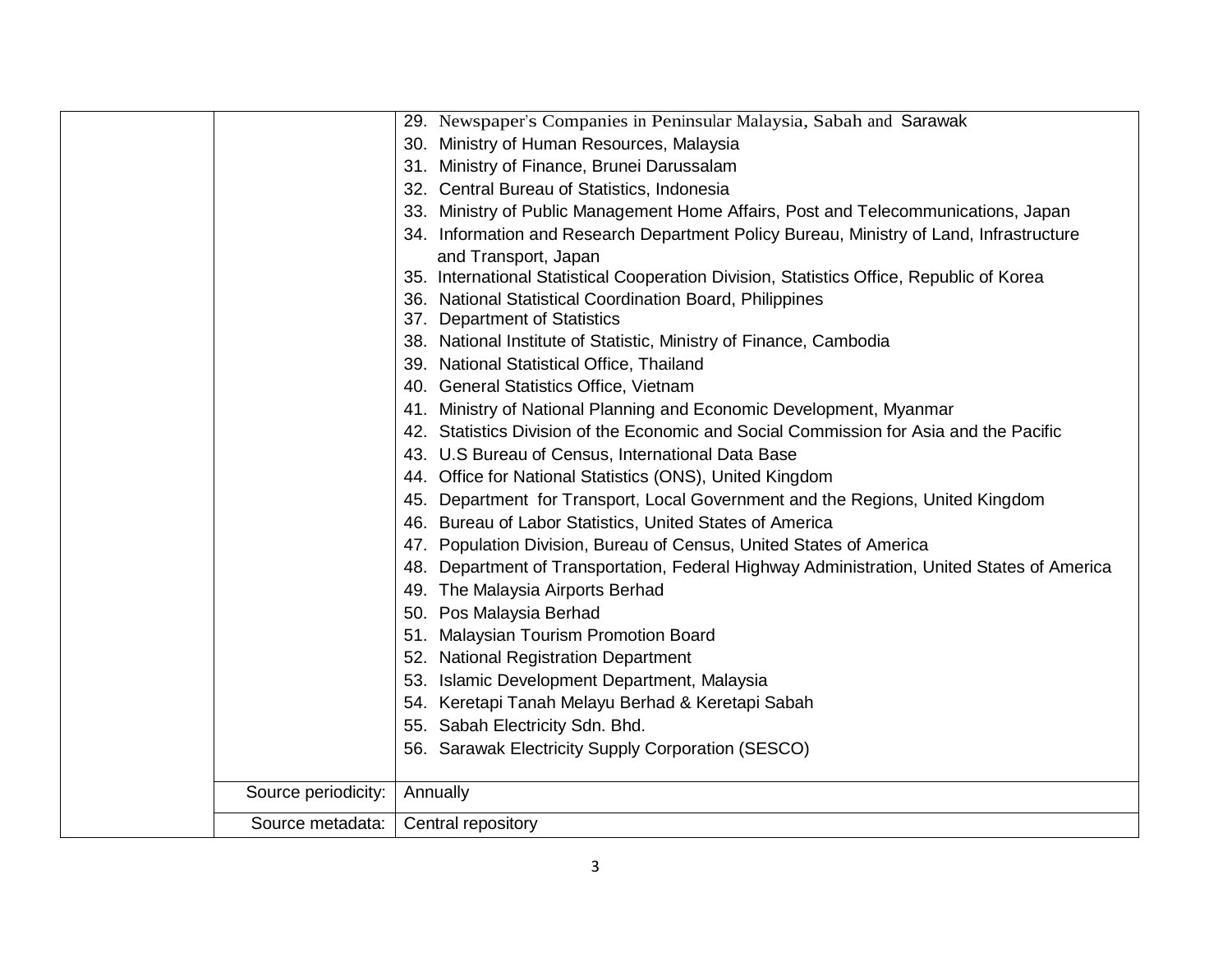| | | |
|---|---|---|
| | | 29. Newspaper's Companies in Peninsular Malaysia, Sabah and Sarawak<br>30. Ministry of Human Resources, Malaysia<br>31. Ministry of Finance, Brunei Darussalam<br>32. Central Bureau of Statistics, Indonesia<br>33. Ministry of Public Management Home Affairs, Post and Telecommunications, Japan<br>34. Information and Research Department Policy Bureau, Ministry of Land, Infrastructure and Transport, Japan<br>35. International Statistical Cooperation Division, Statistics Office, Republic of Korea<br>36. National Statistical Coordination Board, Philippines<br>37. Department of Statistics<br>38. National Institute of Statistic, Ministry of Finance, Cambodia<br>39. National Statistical Office, Thailand<br>40. General Statistics Office, Vietnam<br>41. Ministry of National Planning and Economic Development, Myanmar<br>42. Statistics Division of the Economic and Social Commission for Asia and the Pacific<br>43. U.S Bureau of Census, International Data Base<br>44. Office for National Statistics (ONS), United Kingdom<br>45. Department for Transport, Local Government and the Regions, United Kingdom<br>46. Bureau of Labor Statistics, United States of America<br>47. Population Division, Bureau of Census, United States of America<br>48. Department of Transportation, Federal Highway Administration, United States of America<br>49. The Malaysia Airports Berhad<br>50. Pos Malaysia Berhad<br>51. Malaysian Tourism Promotion Board<br>52. National Registration Department<br>53. Islamic Development Department, Malaysia<br>54. Keretapi Tanah Melayu Berhad & Keretapi Sabah<br>55. Sabah Electricity Sdn. Bhd.<br>56. Sarawak Electricity Supply Corporation (SESCO) |
| | Source periodicity: | Annually |
| | Source metadata: | Central repository |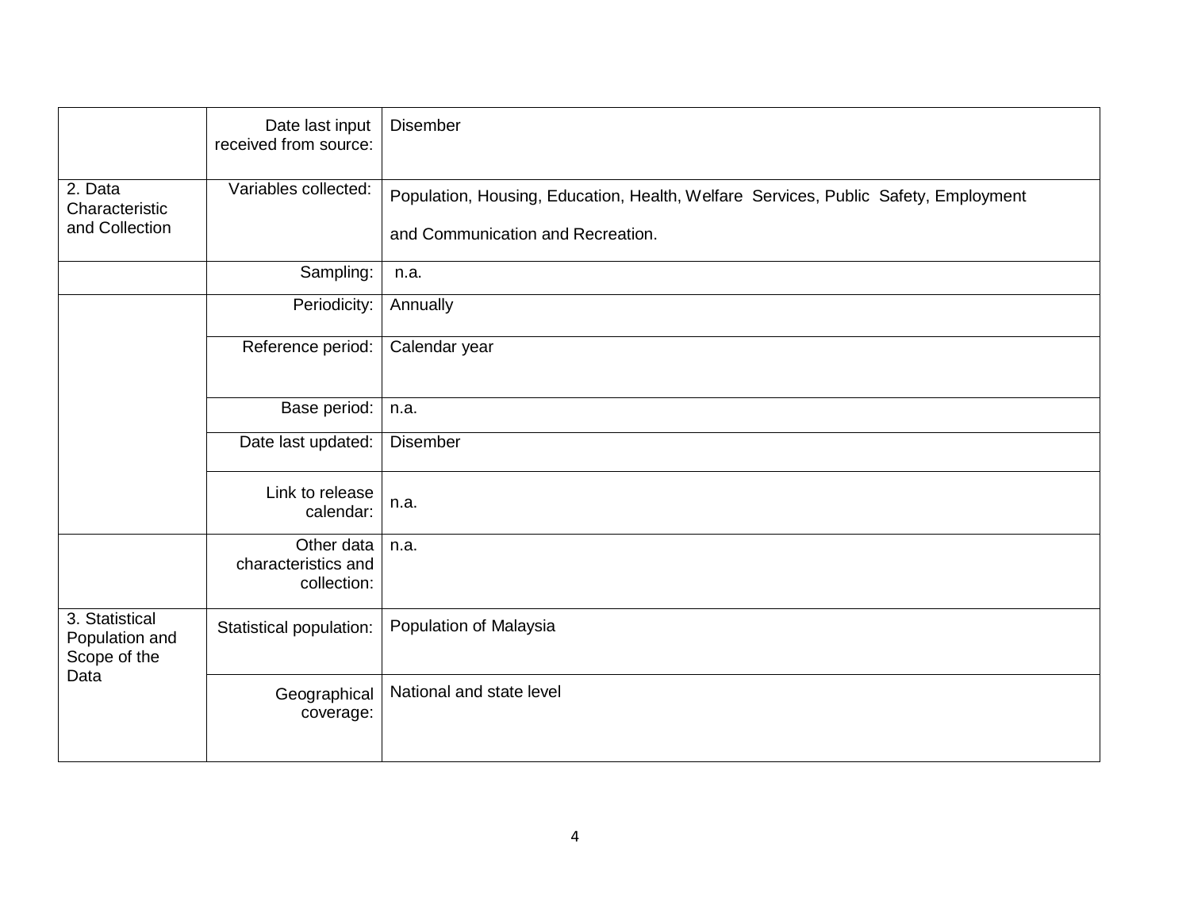| | | |
|---|---|---|
| | Date last input received from source: | Disember |
| 2. Data Characteristic and Collection | Variables collected: | Population, Housing, Education, Health, Welfare Services, Public Safety, Employment and Communication and Recreation. |
| | Sampling: | n.a. |
| | Periodicity: | Annually |
| | Reference period: | Calendar year |
| | Base period: | n.a. |
| | Date last updated: | Disember |
| | Link to release calendar: | n.a. |
| | Other data characteristics and collection: | n.a. |
| 3. Statistical Population and Scope of the Data | Statistical population: | Population of Malaysia |
| | Geographical coverage: | National and state level |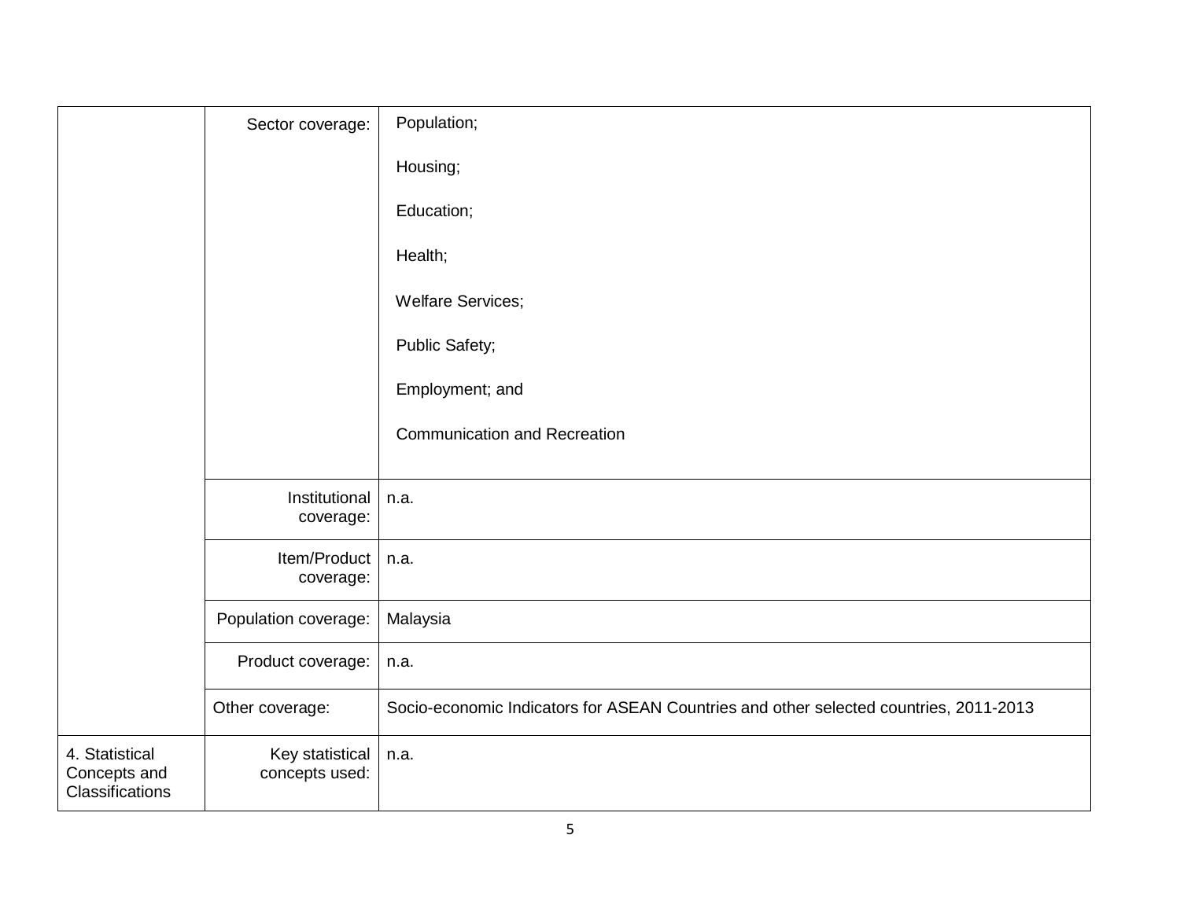| | | |
|---|---|---|
| | Sector coverage: | Population;<br><br>Housing;<br><br>Education;<br><br>Health;<br><br>Welfare Services;<br><br>Public Safety;<br><br>Employment; and<br><br>Communication and Recreation |
| | Institutional coverage: | n.a. |
| | Item/Product coverage: | n.a. |
| | Population coverage: | Malaysia |
| | Product coverage: | n.a. |
| | Other coverage: | Socio-economic Indicators for ASEAN Countries and other selected countries, 2011-2013 |
| 4. Statistical Concepts and Classifications | Key statistical concepts used: | n.a. |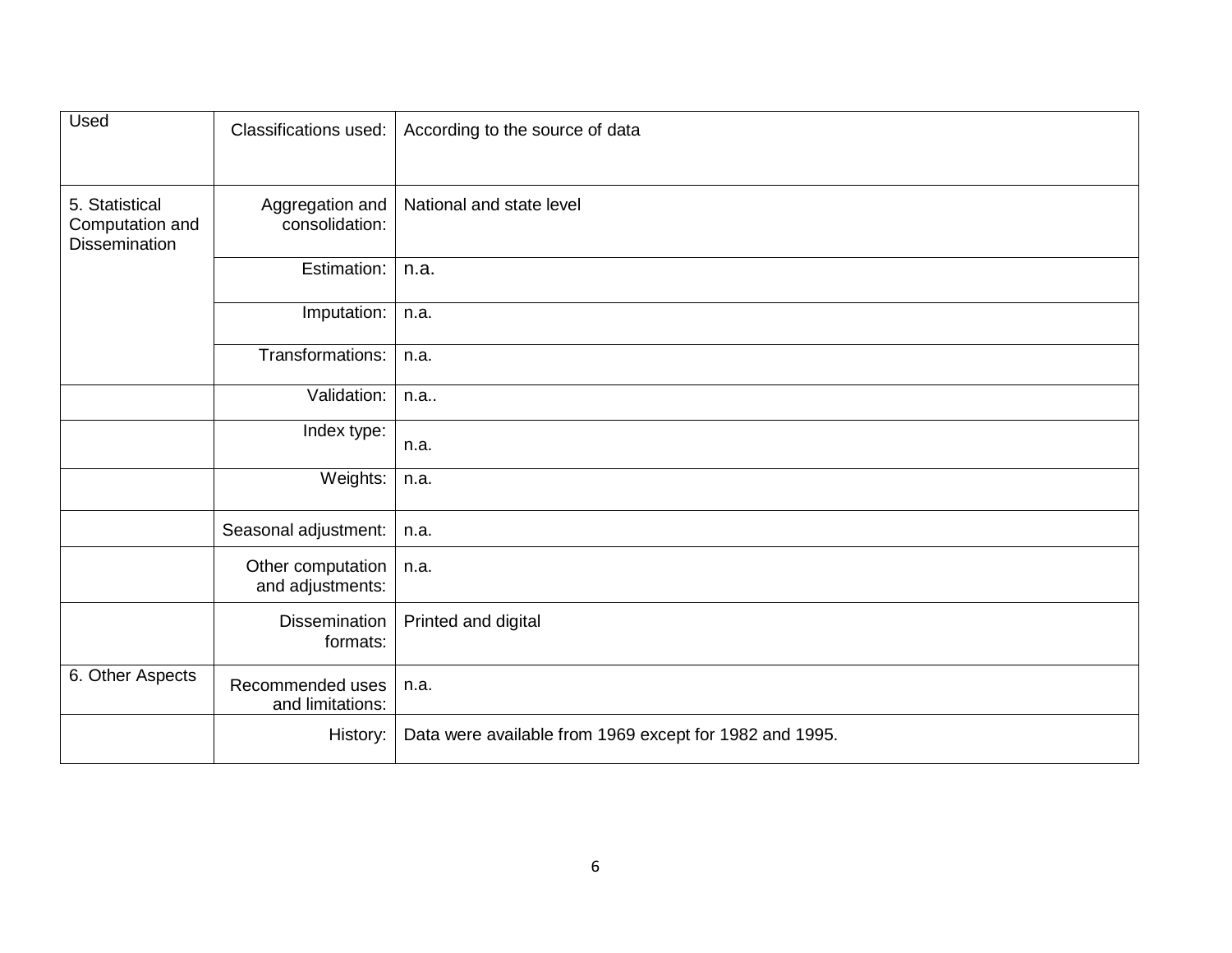| | | |
|---|---|---|
| Used | Classifications used: | According to the source of data |
| 5. Statistical Computation and Dissemination | Aggregation and consolidation: | National and state level |
| | Estimation: | n.a. |
| | Imputation: | n.a. |
| | Transformations: | n.a. |
| | Validation: | n.a.. |
| | Index type: | n.a. |
| | Weights: | n.a. |
| | Seasonal adjustment: | n.a. |
| | Other computation and adjustments: | n.a. |
| | Dissemination formats: | Printed and digital |
| 6. Other Aspects | Recommended uses and limitations: | n.a. |
| | History: | Data were available from 1969 except for 1982 and 1995. |